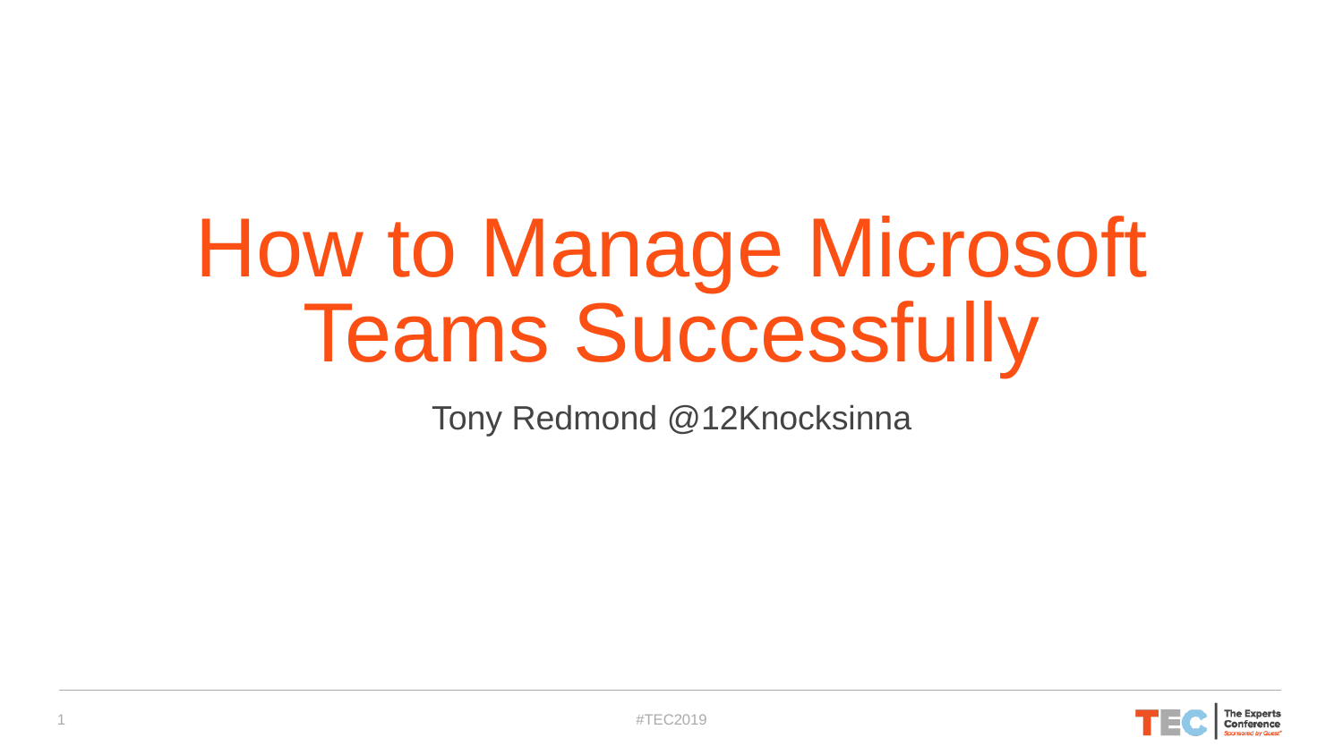# How to Manage Microsoft Teams Successfully

Tony Redmond @12Knocksinna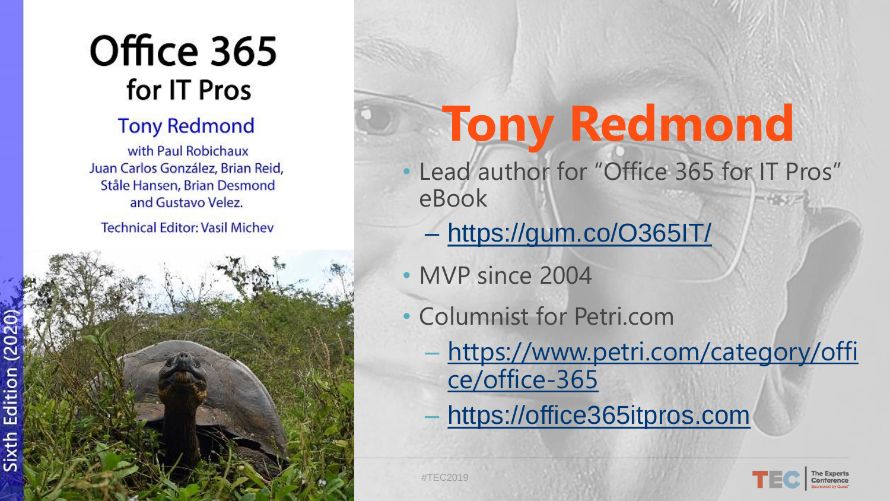# Tony Redmond

- Lead author for “Office 365 for IT Pros” eBook
  - https://gum.co/O365IT/
- MVP since 2004
- Columnist for Petri.com
  - https://www.petri.com/category/office/office-365
  - https://office365itpros.com

Office 365 for IT Pros

Tony Redmond

with Paul Robichaux
Juan Carlos González, Brian Reid, Ståle Hansen, Brian Desmond and Gustavo Velez.

Technical Editor: Vasil Michev

Sixth Edition (2020)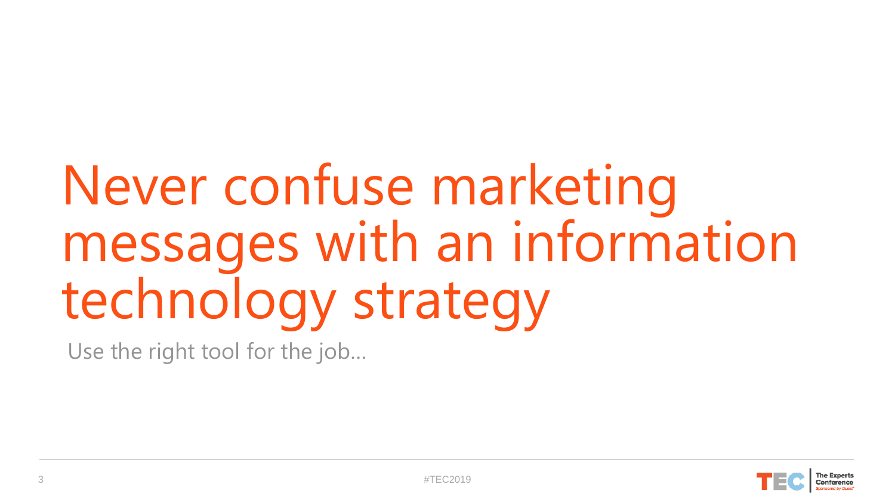# Never confuse marketing messages with an information technology strategy

Use the right tool for the job…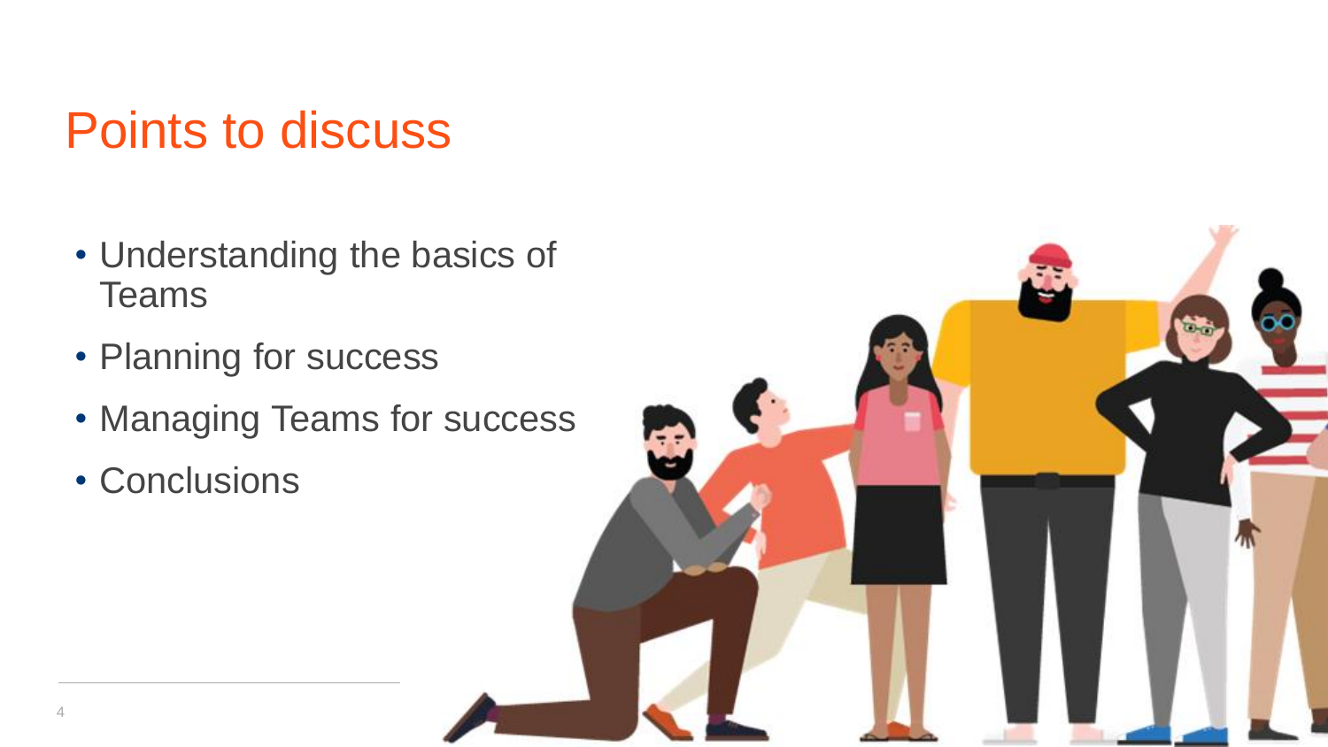# Points to discuss

- Understanding the basics of Teams
- Planning for success
- Managing Teams for success
- Conclusions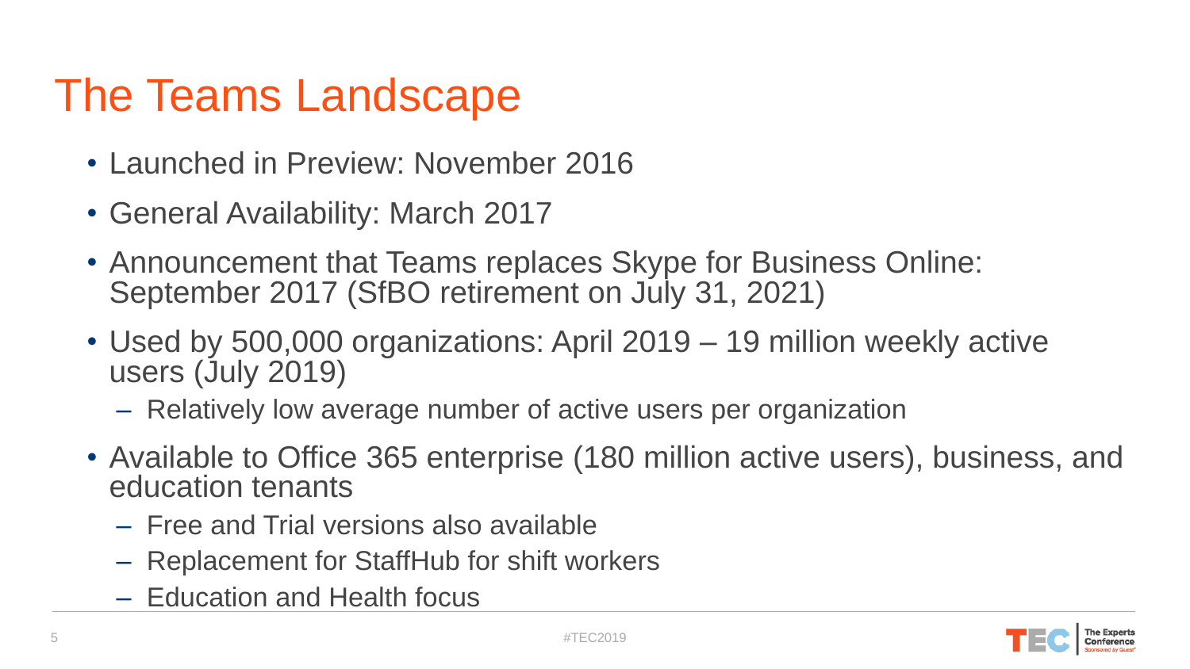# The Teams Landscape

- Launched in Preview: November 2016
- General Availability: March 2017
- Announcement that Teams replaces Skype for Business Online: September 2017 (SfBO retirement on July 31, 2021)
- Used by 500,000 organizations: April 2019 – 19 million weekly active users (July 2019)
  - Relatively low average number of active users per organization
- Available to Office 365 enterprise (180 million active users), business, and education tenants
  - Free and Trial versions also available
  - Replacement for StaffHub for shift workers
  - Education and Health focus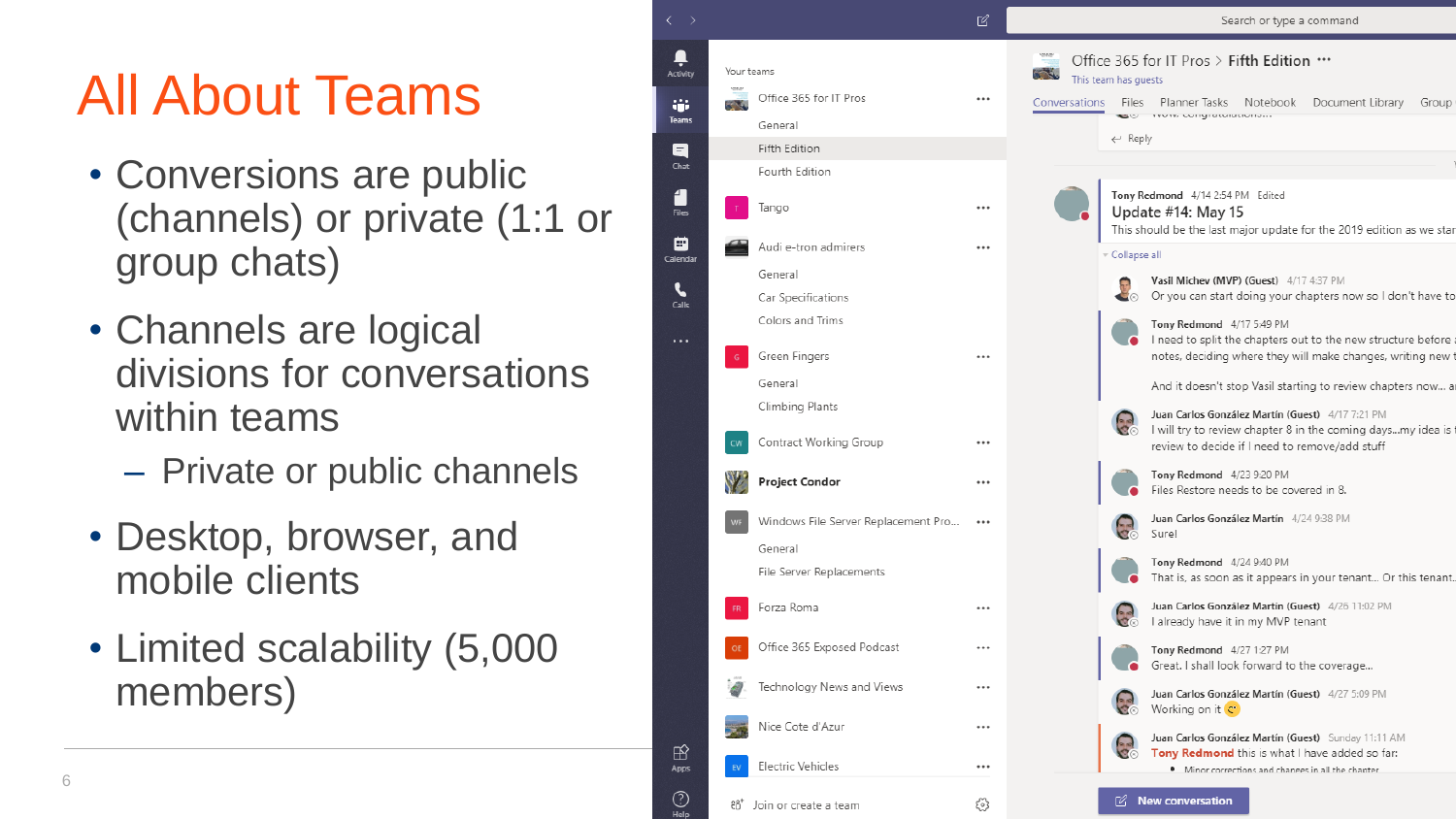# All About Teams

- Conversions are public (channels) or private (1:1 or group chats)
- Channels are logical divisions for conversations within teams
  - Private or public channels
- Desktop, browser, and mobile clients
- Limited scalability (5,000 members)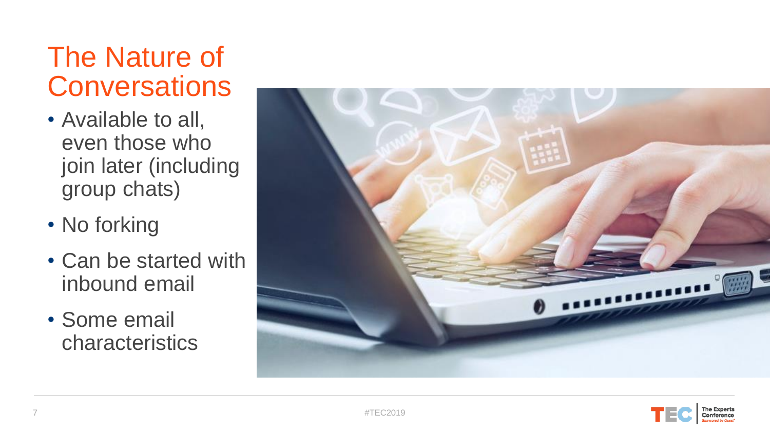# The Nature of Conversations

- Available to all, even those who join later (including group chats)
- No forking
- Can be started with inbound email
- Some email characteristics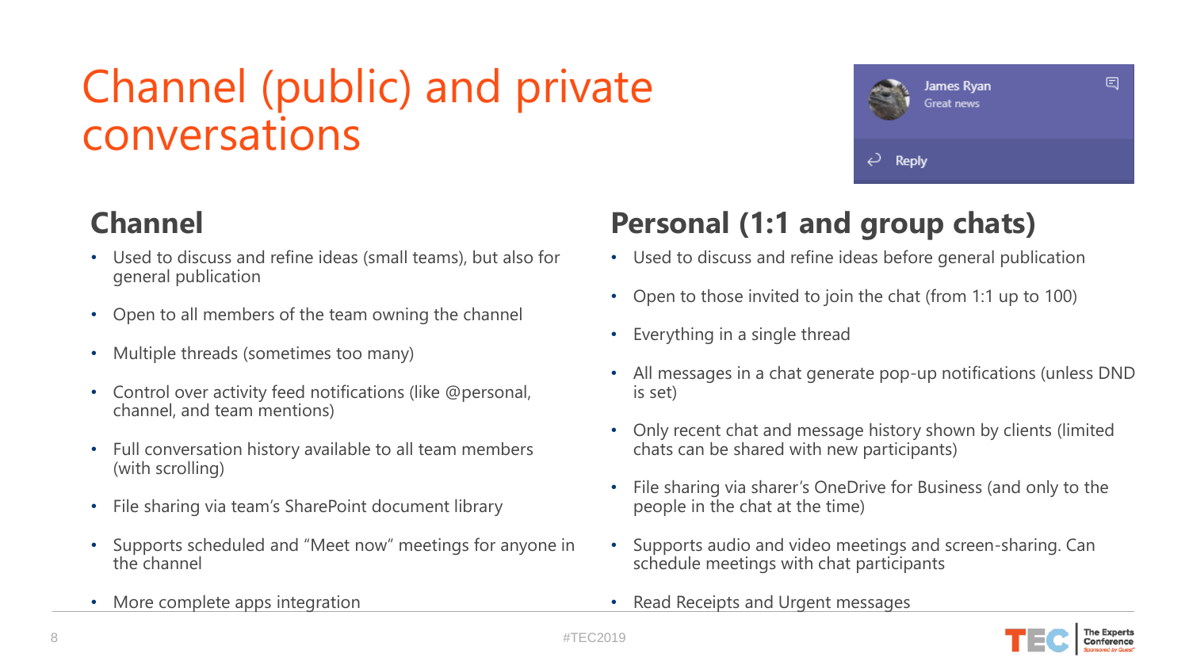# Channel (public) and private conversations

## Channel

- Used to discuss and refine ideas (small teams), but also for general publication
- Open to all members of the team owning the channel
- Multiple threads (sometimes too many)
- Control over activity feed notifications (like @personal, channel, and team mentions)
- Full conversation history available to all team members (with scrolling)
- File sharing via team's SharePoint document library
- Supports scheduled and "Meet now" meetings for anyone in the channel
- More complete apps integration

## Personal (1:1 and group chats)

- Used to discuss and refine ideas before general publication
- Open to those invited to join the chat (from 1:1 up to 100)
- Everything in a single thread
- All messages in a chat generate pop-up notifications (unless DND is set)
- Only recent chat and message history shown by clients (limited chats can be shared with new participants)
- File sharing via sharer's OneDrive for Business (and only to the people in the chat at the time)
- Supports audio and video meetings and screen-sharing. Can schedule meetings with chat participants
- Read Receipts and Urgent messages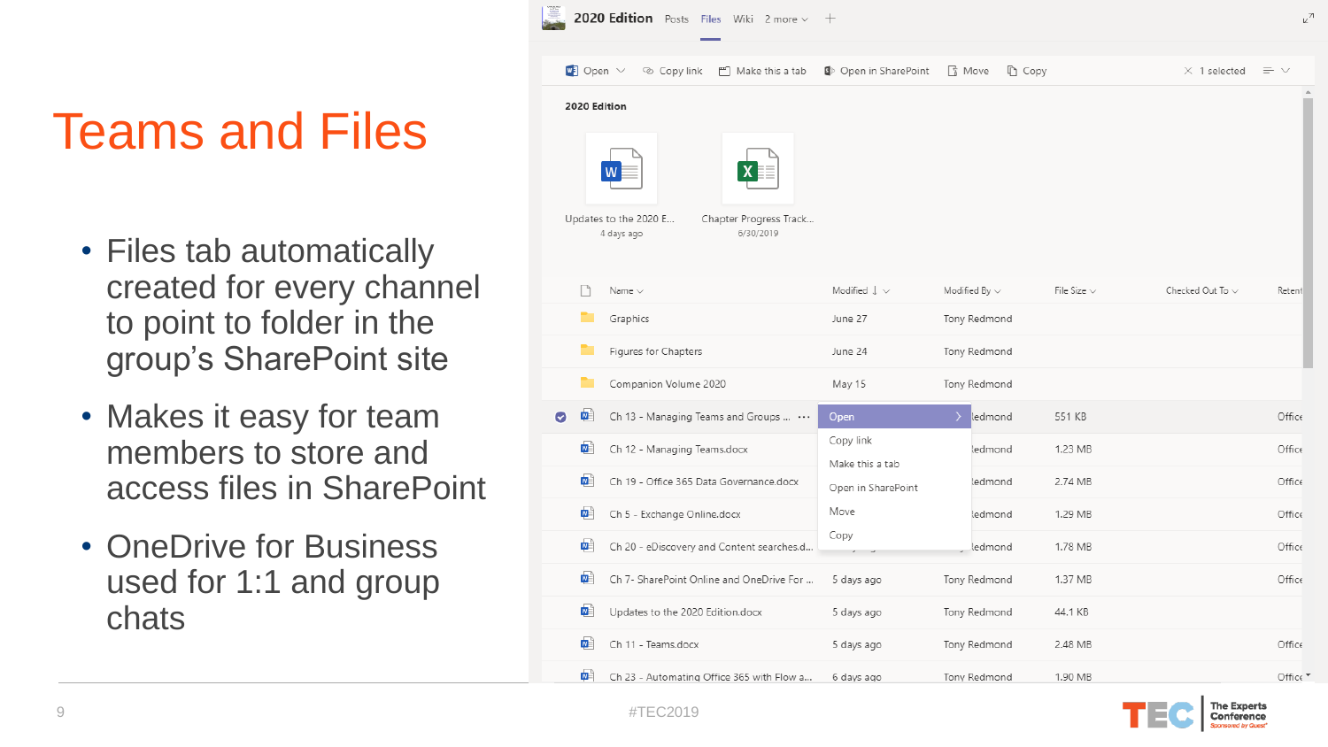# Teams and Files

- Files tab automatically created for every channel to point to folder in the group's SharePoint site
- Makes it easy for team members to store and access files in SharePoint
- OneDrive for Business used for 1:1 and group chats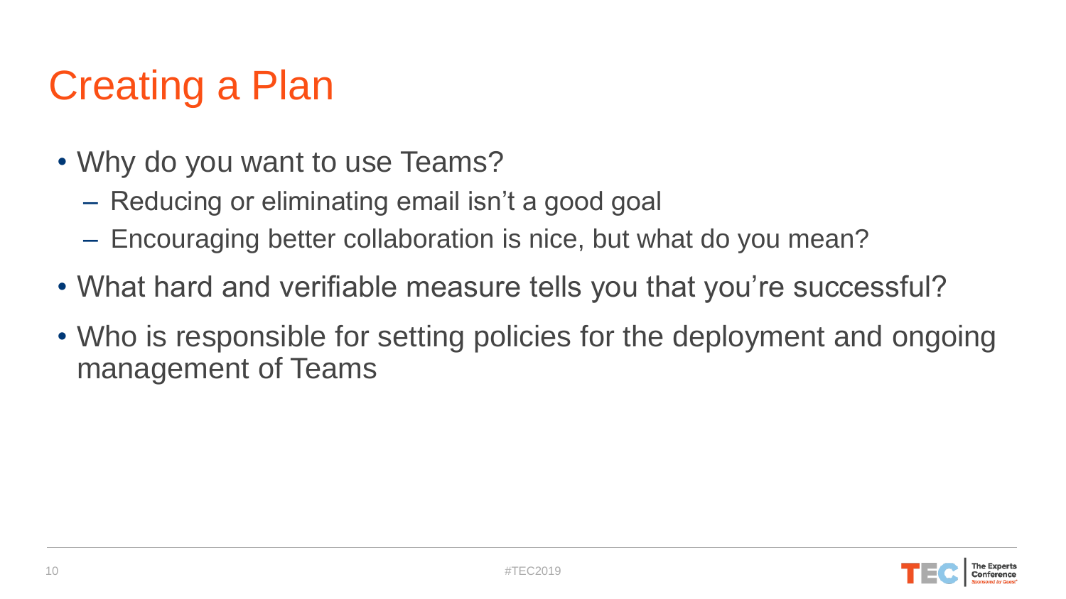# Creating a Plan

- Why do you want to use Teams?
  - Reducing or eliminating email isn't a good goal
  - Encouraging better collaboration is nice, but what do you mean?
- What hard and verifiable measure tells you that you're successful?
- Who is responsible for setting policies for the deployment and ongoing management of Teams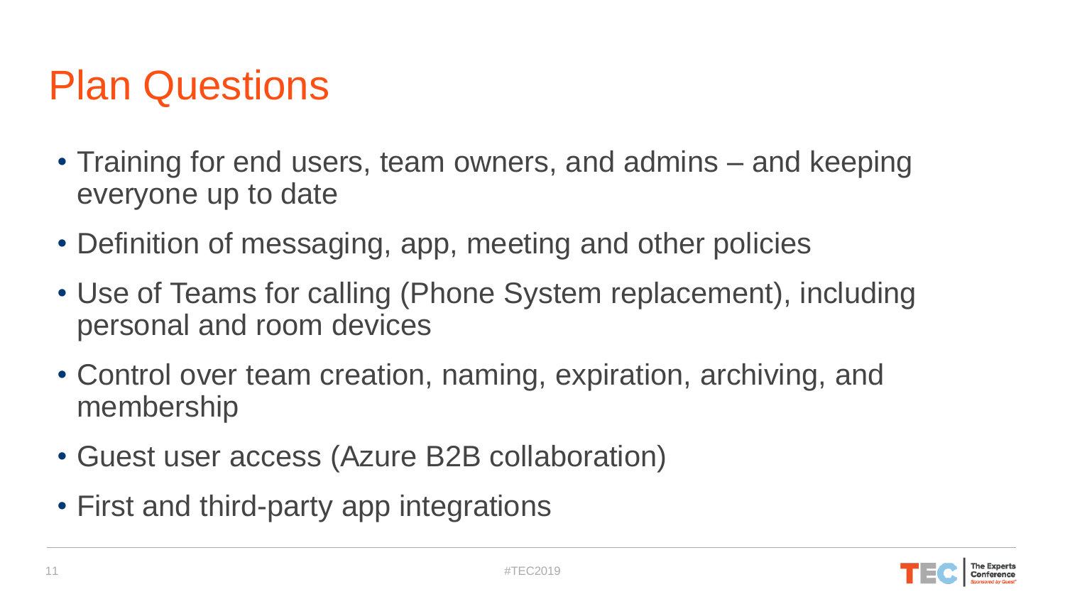# Plan Questions

- Training for end users, team owners, and admins – and keeping everyone up to date
- Definition of messaging, app, meeting and other policies
- Use of Teams for calling (Phone System replacement), including personal and room devices
- Control over team creation, naming, expiration, archiving, and membership
- Guest user access (Azure B2B collaboration)
- First and third-party app integrations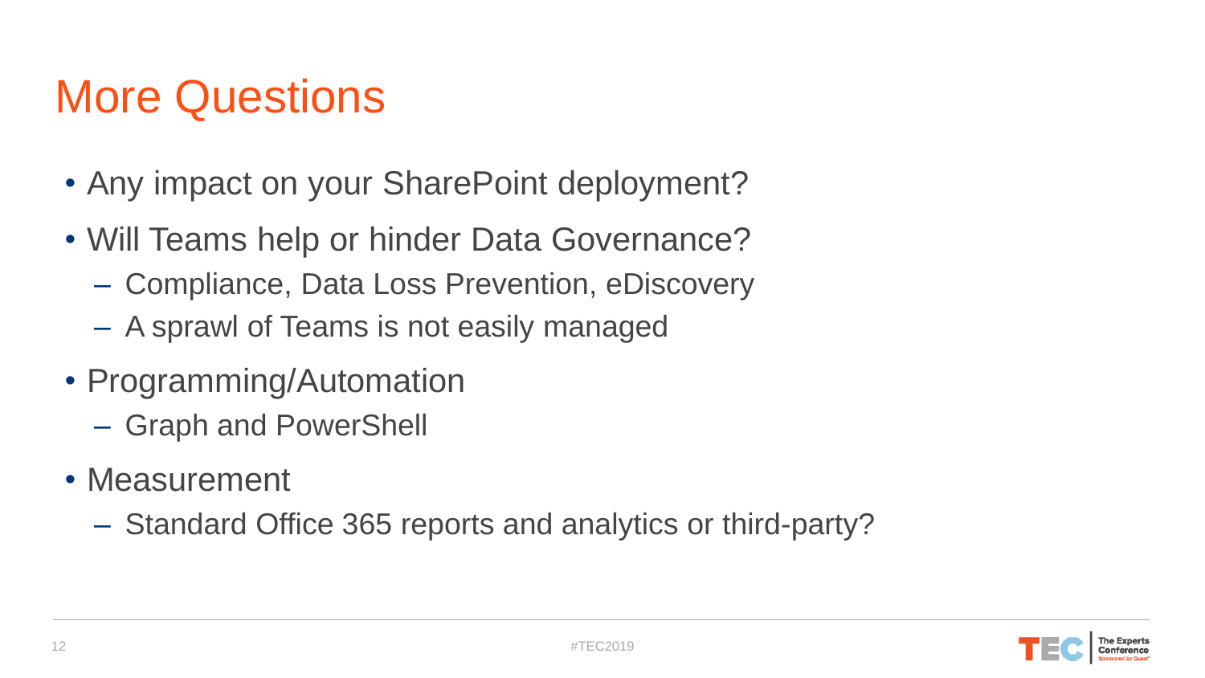# More Questions

- Any impact on your SharePoint deployment?
- Will Teams help or hinder Data Governance?
  - Compliance, Data Loss Prevention, eDiscovery
  - A sprawl of Teams is not easily managed
- Programming/Automation
  - Graph and PowerShell
- Measurement
  - Standard Office 365 reports and analytics or third-party?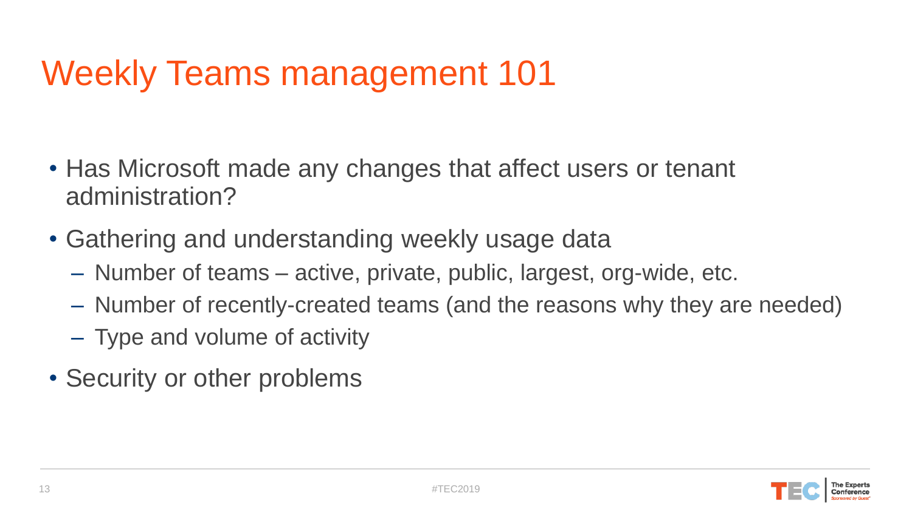# Weekly Teams management 101

- Has Microsoft made any changes that affect users or tenant administration?
- Gathering and understanding weekly usage data
  - Number of teams – active, private, public, largest, org-wide, etc.
  - Number of recently-created teams (and the reasons why they are needed)
  - Type and volume of activity
- Security or other problems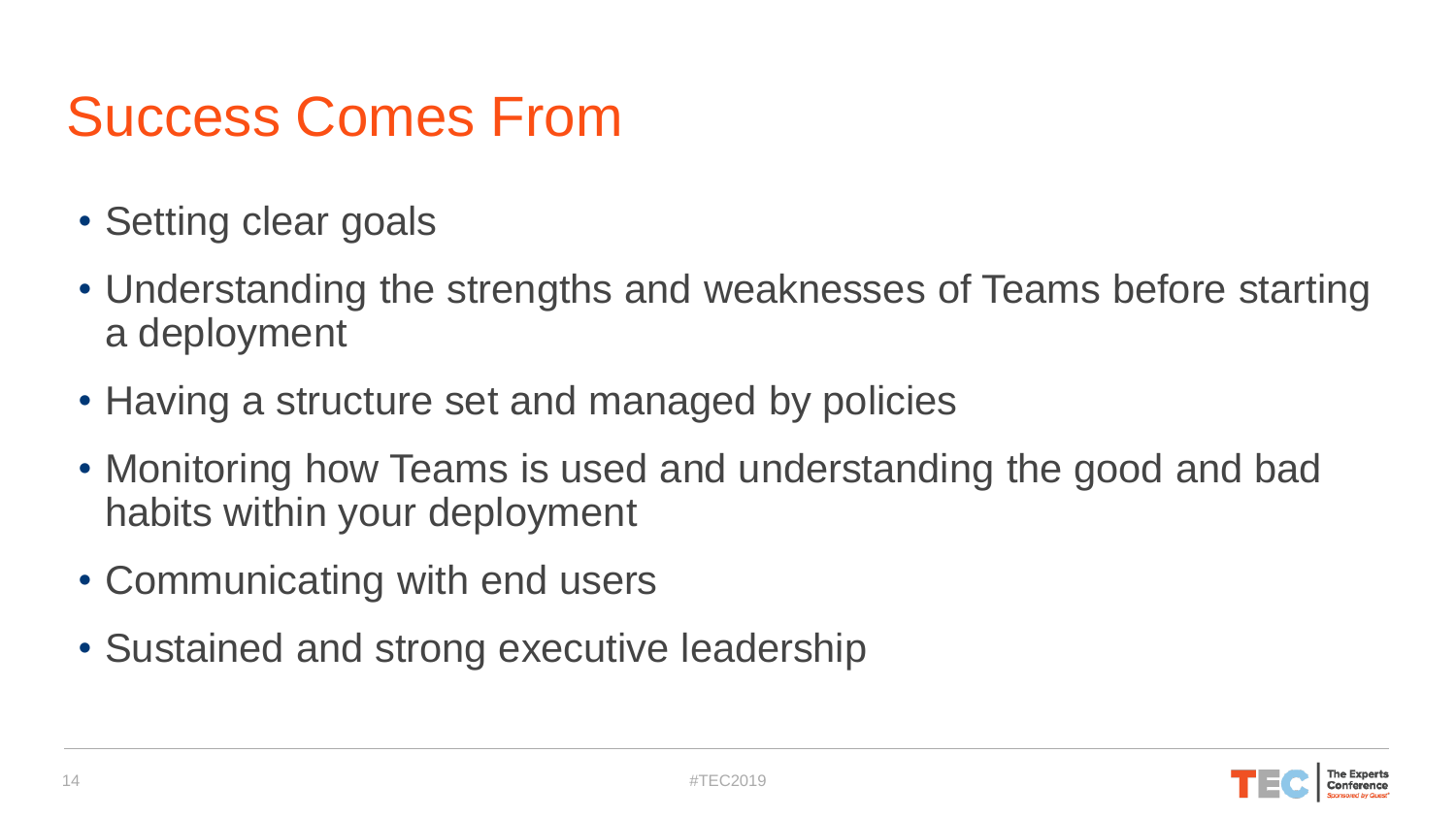# Success Comes From

- Setting clear goals
- Understanding the strengths and weaknesses of Teams before starting a deployment
- Having a structure set and managed by policies
- Monitoring how Teams is used and understanding the good and bad habits within your deployment
- Communicating with end users
- Sustained and strong executive leadership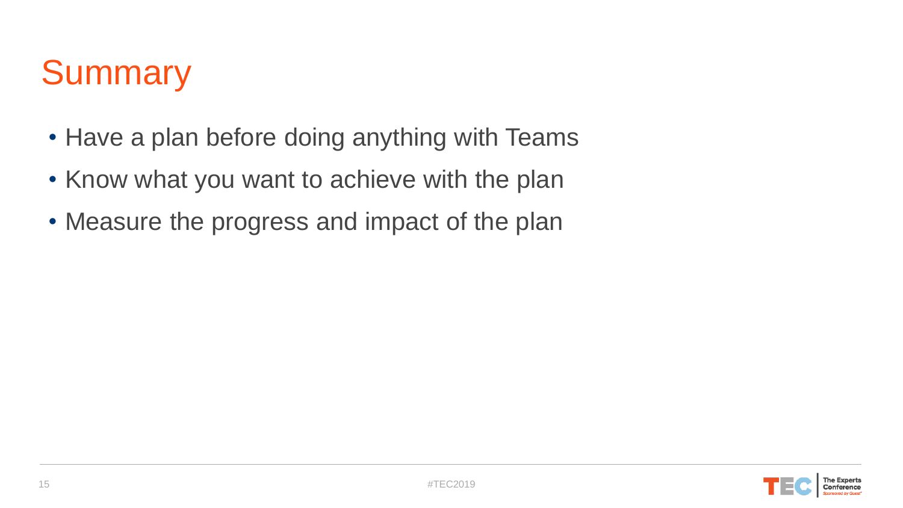# Summary

- Have a plan before doing anything with Teams
- Know what you want to achieve with the plan
- Measure the progress and impact of the plan